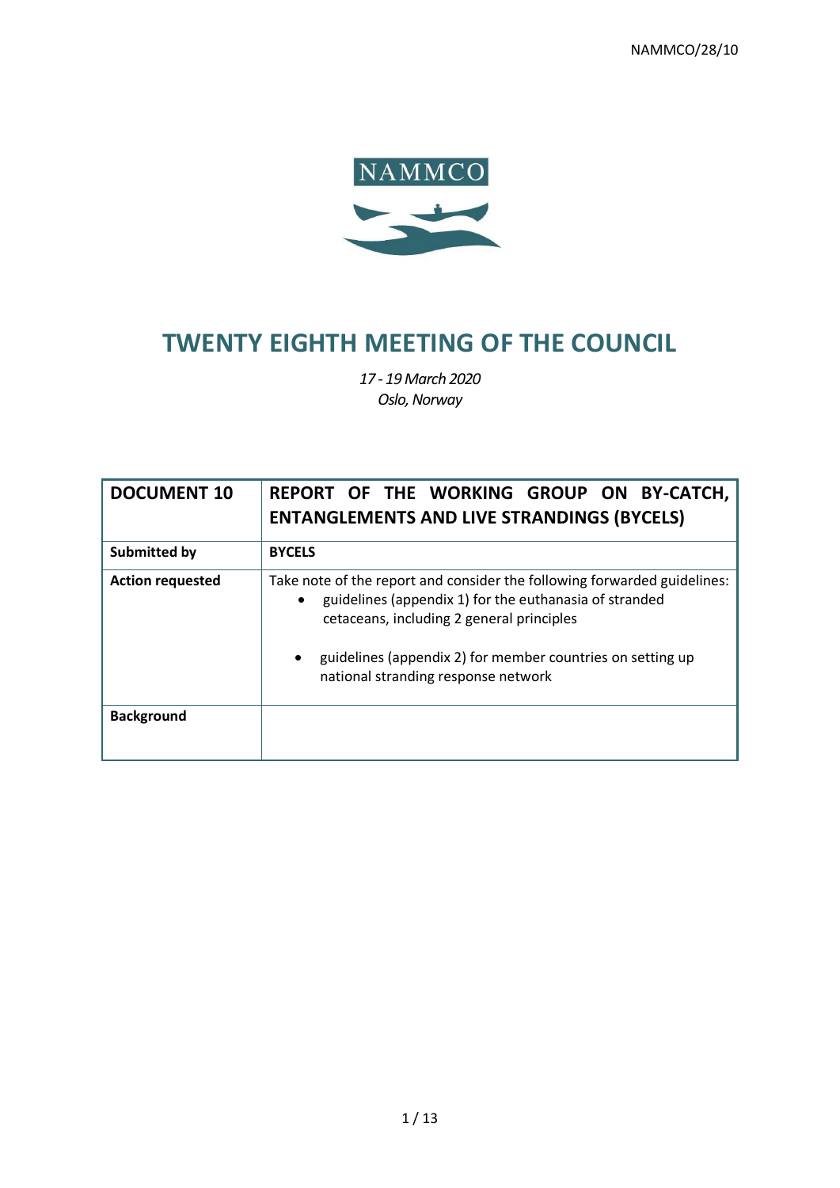NAMMCO/28/10

NAMMCO

# TWENTY EIGHTH MEETING OF THE COUNCIL

*17 - 19 March 2020*
*Oslo, Norway*

| **DOCUMENT 10** | **REPORT OF THE WORKING GROUP ON BY-CATCH, ENTANGLEMENTS AND LIVE STRANDINGS (BYCELS)** |
|---|---|
| **Submitted by** | **BYCELS** |
| **Action requested** | Take note of the report and consider the following forwarded guidelines:<br>• guidelines (appendix 1) for the euthanasia of stranded cetaceans, including 2 general principles<br>• guidelines (appendix 2) for member countries on setting up national stranding response network |
| **Background** | |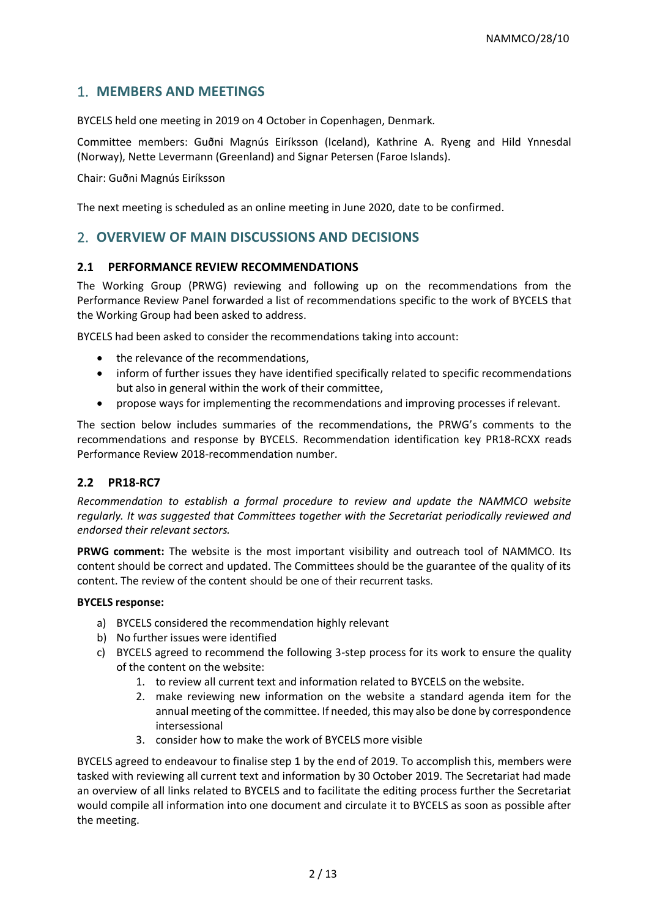## 1. MEMBERS AND MEETINGS

BYCELS held one meeting in 2019 on 4 October in Copenhagen, Denmark.

Committee members: Guðni Magnús Eiríksson (Iceland), Kathrine A. Ryeng and Hild Ynnesdal (Norway), Nette Levermann (Greenland) and Signar Petersen (Faroe Islands).

Chair: Guðni Magnús Eiríksson

The next meeting is scheduled as an online meeting in June 2020, date to be confirmed.

## 2. OVERVIEW OF MAIN DISCUSSIONS AND DECISIONS

### 2.1 PERFORMANCE REVIEW RECOMMENDATIONS

The Working Group (PRWG) reviewing and following up on the recommendations from the Performance Review Panel forwarded a list of recommendations specific to the work of BYCELS that the Working Group had been asked to address.

BYCELS had been asked to consider the recommendations taking into account:

- the relevance of the recommendations,
- inform of further issues they have identified specifically related to specific recommendations but also in general within the work of their committee,
- propose ways for implementing the recommendations and improving processes if relevant.

The section below includes summaries of the recommendations, the PRWG's comments to the recommendations and response by BYCELS. Recommendation identification key PR18-RCXX reads Performance Review 2018-recommendation number.

### 2.2 PR18-RC7

*Recommendation to establish a formal procedure to review and update the NAMMCO website regularly. It was suggested that Committees together with the Secretariat periodically reviewed and endorsed their relevant sectors.*

**PRWG comment:** The website is the most important visibility and outreach tool of NAMMCO. Its content should be correct and updated. The Committees should be the guarantee of the quality of its content. The review of the content should be one of their recurrent tasks.

**BYCELS response:**

a) BYCELS considered the recommendation highly relevant
b) No further issues were identified
c) BYCELS agreed to recommend the following 3-step process for its work to ensure the quality of the content on the website:
    1. to review all current text and information related to BYCELS on the website.
    2. make reviewing new information on the website a standard agenda item for the annual meeting of the committee. If needed, this may also be done by correspondence intersessional
    3. consider how to make the work of BYCELS more visible

BYCELS agreed to endeavour to finalise step 1 by the end of 2019. To accomplish this, members were tasked with reviewing all current text and information by 30 October 2019. The Secretariat had made an overview of all links related to BYCELS and to facilitate the editing process further the Secretariat would compile all information into one document and circulate it to BYCELS as soon as possible after the meeting.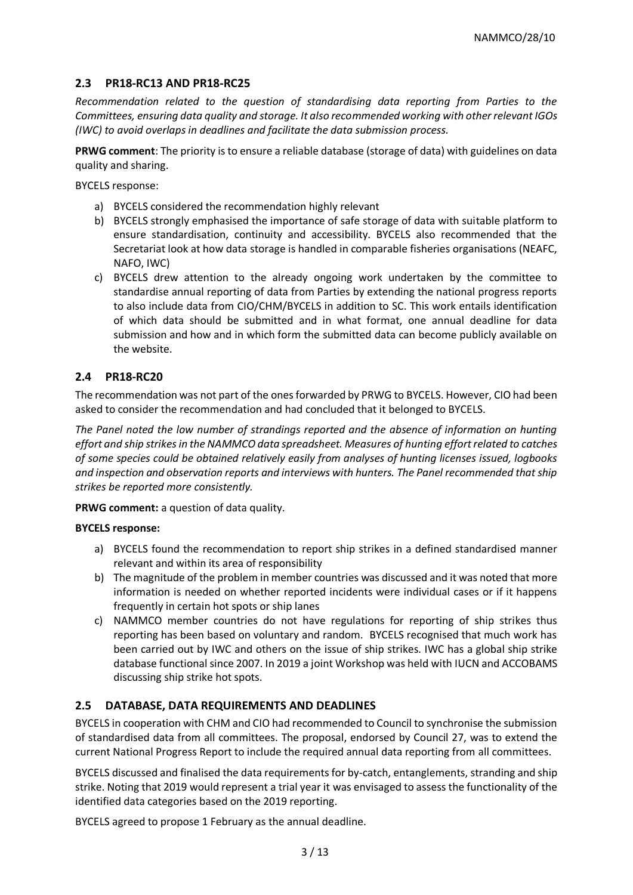## 2.3 PR18-RC13 AND PR18-RC25

*Recommendation related to the question of standardising data reporting from Parties to the Committees, ensuring data quality and storage. It also recommended working with other relevant IGOs (IWC) to avoid overlaps in deadlines and facilitate the data submission process.*

**PRWG comment**: The priority is to ensure a reliable database (storage of data) with guidelines on data quality and sharing.

BYCELS response:

a) BYCELS considered the recommendation highly relevant
b) BYCELS strongly emphasised the importance of safe storage of data with suitable platform to ensure standardisation, continuity and accessibility. BYCELS also recommended that the Secretariat look at how data storage is handled in comparable fisheries organisations (NEAFC, NAFO, IWC)
c) BYCELS drew attention to the already ongoing work undertaken by the committee to standardise annual reporting of data from Parties by extending the national progress reports to also include data from CIO/CHM/BYCELS in addition to SC. This work entails identification of which data should be submitted and in what format, one annual deadline for data submission and how and in which form the submitted data can become publicly available on the website.

## 2.4 PR18-RC20

The recommendation was not part of the ones forwarded by PRWG to BYCELS. However, CIO had been asked to consider the recommendation and had concluded that it belonged to BYCELS.

*The Panel noted the low number of strandings reported and the absence of information on hunting effort and ship strikes in the NAMMCO data spreadsheet. Measures of hunting effort related to catches of some species could be obtained relatively easily from analyses of hunting licenses issued, logbooks and inspection and observation reports and interviews with hunters. The Panel recommended that ship strikes be reported more consistently.*

**PRWG comment:** a question of data quality.

**BYCELS response:**

a) BYCELS found the recommendation to report ship strikes in a defined standardised manner relevant and within its area of responsibility
b) The magnitude of the problem in member countries was discussed and it was noted that more information is needed on whether reported incidents were individual cases or if it happens frequently in certain hot spots or ship lanes
c) NAMMCO member countries do not have regulations for reporting of ship strikes thus reporting has been based on voluntary and random. BYCELS recognised that much work has been carried out by IWC and others on the issue of ship strikes. IWC has a global ship strike database functional since 2007. In 2019 a joint Workshop was held with IUCN and ACCOBAMS discussing ship strike hot spots.

## 2.5 DATABASE, DATA REQUIREMENTS AND DEADLINES

BYCELS in cooperation with CHM and CIO had recommended to Council to synchronise the submission of standardised data from all committees. The proposal, endorsed by Council 27, was to extend the current National Progress Report to include the required annual data reporting from all committees.

BYCELS discussed and finalised the data requirements for by-catch, entanglements, stranding and ship strike. Noting that 2019 would represent a trial year it was envisaged to assess the functionality of the identified data categories based on the 2019 reporting.

BYCELS agreed to propose 1 February as the annual deadline.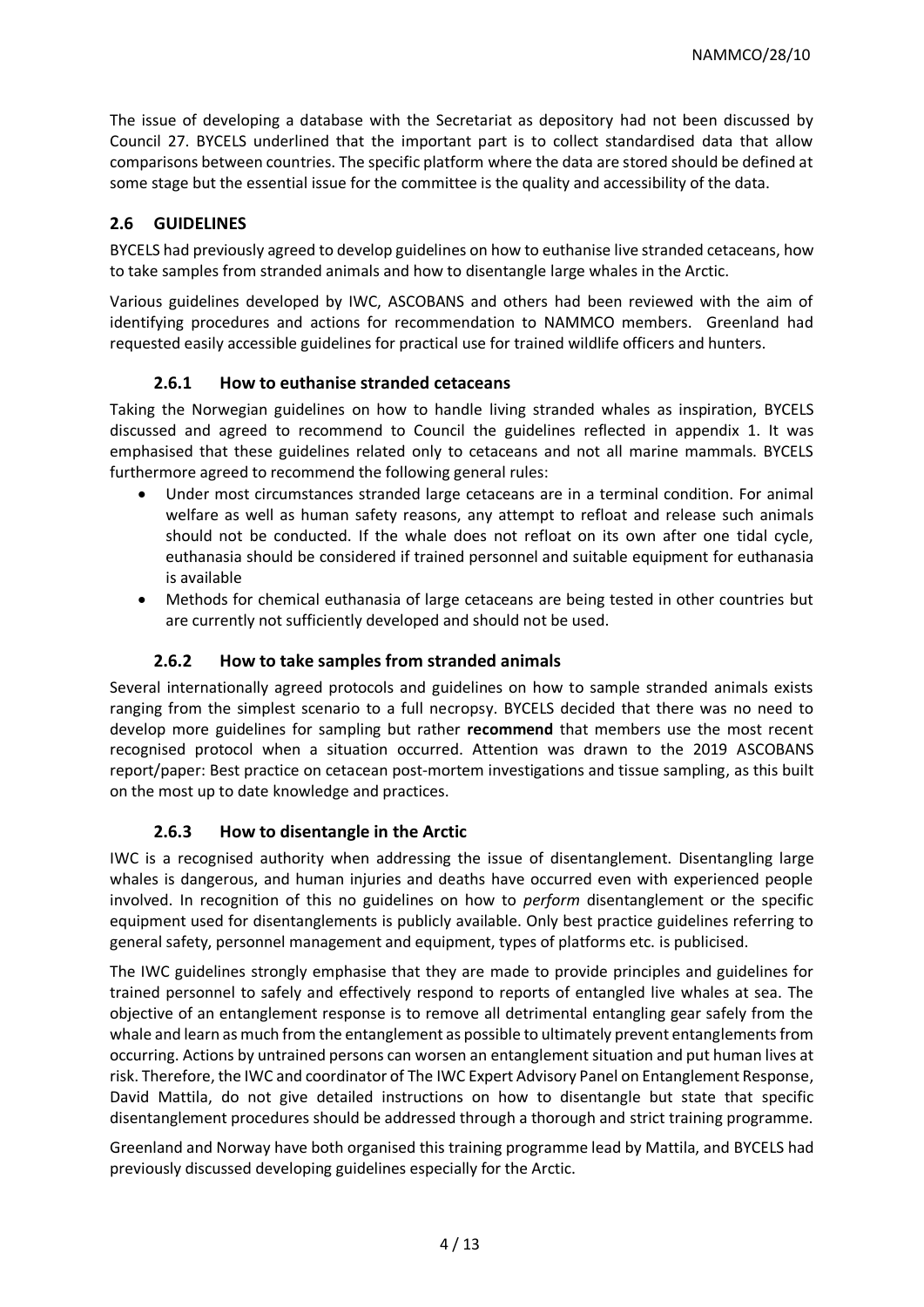The issue of developing a database with the Secretariat as depository had not been discussed by Council 27. BYCELS underlined that the important part is to collect standardised data that allow comparisons between countries. The specific platform where the data are stored should be defined at some stage but the essential issue for the committee is the quality and accessibility of the data.

## 2.6 GUIDELINES

BYCELS had previously agreed to develop guidelines on how to euthanise live stranded cetaceans, how to take samples from stranded animals and how to disentangle large whales in the Arctic.

Various guidelines developed by IWC, ASCOBANS and others had been reviewed with the aim of identifying procedures and actions for recommendation to NAMMCO members. Greenland had requested easily accessible guidelines for practical use for trained wildlife officers and hunters.

### 2.6.1 How to euthanise stranded cetaceans

Taking the Norwegian guidelines on how to handle living stranded whales as inspiration, BYCELS discussed and agreed to recommend to Council the guidelines reflected in appendix 1. It was emphasised that these guidelines related only to cetaceans and not all marine mammals. BYCELS furthermore agreed to recommend the following general rules:

- Under most circumstances stranded large cetaceans are in a terminal condition. For animal welfare as well as human safety reasons, any attempt to refloat and release such animals should not be conducted. If the whale does not refloat on its own after one tidal cycle, euthanasia should be considered if trained personnel and suitable equipment for euthanasia is available
- Methods for chemical euthanasia of large cetaceans are being tested in other countries but are currently not sufficiently developed and should not be used.

### 2.6.2 How to take samples from stranded animals

Several internationally agreed protocols and guidelines on how to sample stranded animals exists ranging from the simplest scenario to a full necropsy. BYCELS decided that there was no need to develop more guidelines for sampling but rather **recommend** that members use the most recent recognised protocol when a situation occurred. Attention was drawn to the 2019 ASCOBANS report/paper: Best practice on cetacean post-mortem investigations and tissue sampling, as this built on the most up to date knowledge and practices.

### 2.6.3 How to disentangle in the Arctic

IWC is a recognised authority when addressing the issue of disentanglement. Disentangling large whales is dangerous, and human injuries and deaths have occurred even with experienced people involved. In recognition of this no guidelines on how to *perform* disentanglement or the specific equipment used for disentanglements is publicly available. Only best practice guidelines referring to general safety, personnel management and equipment, types of platforms etc. is publicised.

The IWC guidelines strongly emphasise that they are made to provide principles and guidelines for trained personnel to safely and effectively respond to reports of entangled live whales at sea. The objective of an entanglement response is to remove all detrimental entangling gear safely from the whale and learn as much from the entanglement as possible to ultimately prevent entanglements from occurring. Actions by untrained persons can worsen an entanglement situation and put human lives at risk. Therefore, the IWC and coordinator of The IWC Expert Advisory Panel on Entanglement Response, David Mattila, do not give detailed instructions on how to disentangle but state that specific disentanglement procedures should be addressed through a thorough and strict training programme.

Greenland and Norway have both organised this training programme lead by Mattila, and BYCELS had previously discussed developing guidelines especially for the Arctic.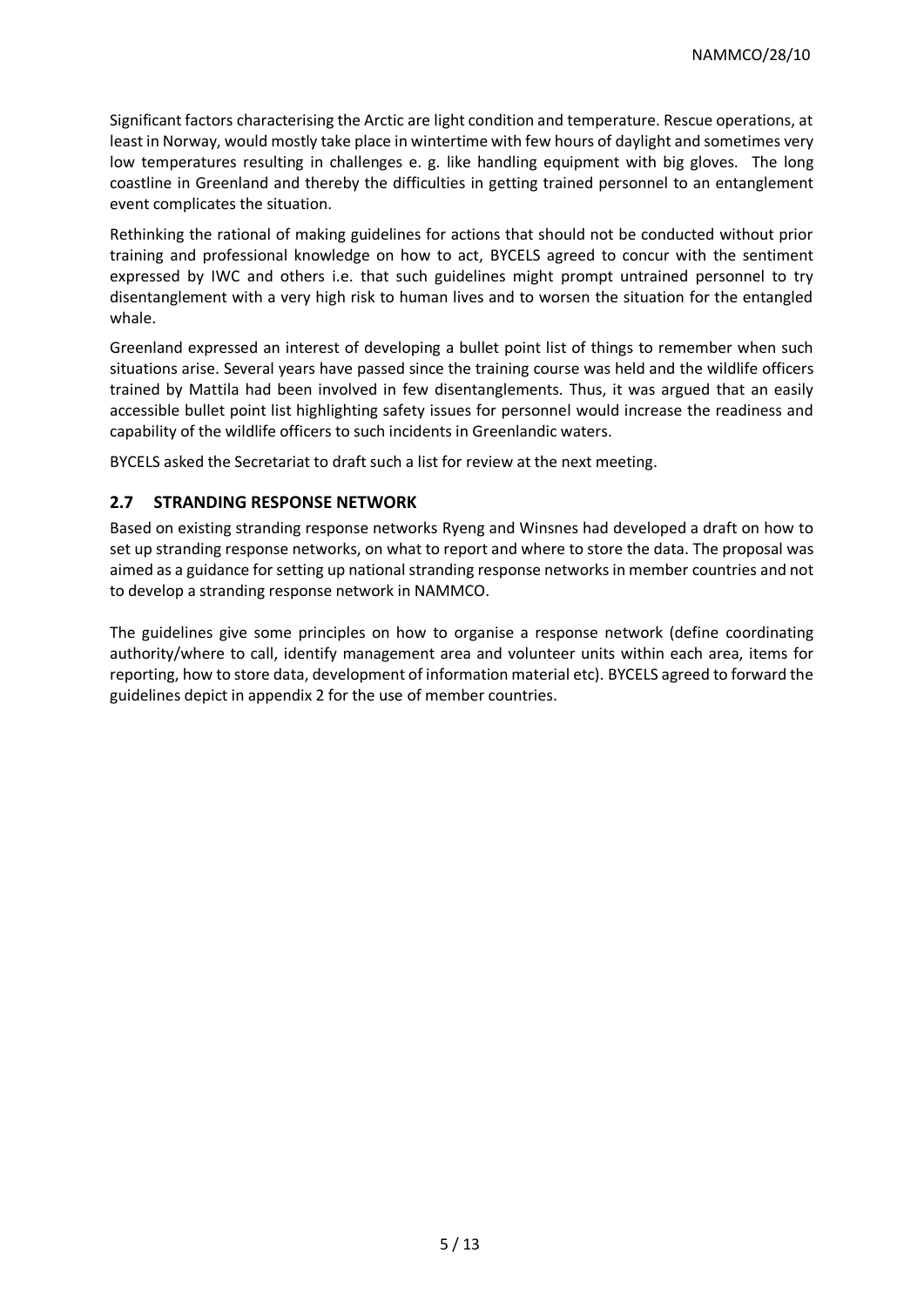Significant factors characterising the Arctic are light condition and temperature. Rescue operations, at least in Norway, would mostly take place in wintertime with few hours of daylight and sometimes very low temperatures resulting in challenges e. g. like handling equipment with big gloves. The long coastline in Greenland and thereby the difficulties in getting trained personnel to an entanglement event complicates the situation.

Rethinking the rational of making guidelines for actions that should not be conducted without prior training and professional knowledge on how to act, BYCELS agreed to concur with the sentiment expressed by IWC and others i.e. that such guidelines might prompt untrained personnel to try disentanglement with a very high risk to human lives and to worsen the situation for the entangled whale.

Greenland expressed an interest of developing a bullet point list of things to remember when such situations arise. Several years have passed since the training course was held and the wildlife officers trained by Mattila had been involved in few disentanglements. Thus, it was argued that an easily accessible bullet point list highlighting safety issues for personnel would increase the readiness and capability of the wildlife officers to such incidents in Greenlandic waters.

BYCELS asked the Secretariat to draft such a list for review at the next meeting.

## 2.7 STRANDING RESPONSE NETWORK

Based on existing stranding response networks Ryeng and Winsnes had developed a draft on how to set up stranding response networks, on what to report and where to store the data. The proposal was aimed as a guidance for setting up national stranding response networks in member countries and not to develop a stranding response network in NAMMCO.

The guidelines give some principles on how to organise a response network (define coordinating authority/where to call, identify management area and volunteer units within each area, items for reporting, how to store data, development of information material etc). BYCELS agreed to forward the guidelines depict in appendix 2 for the use of member countries.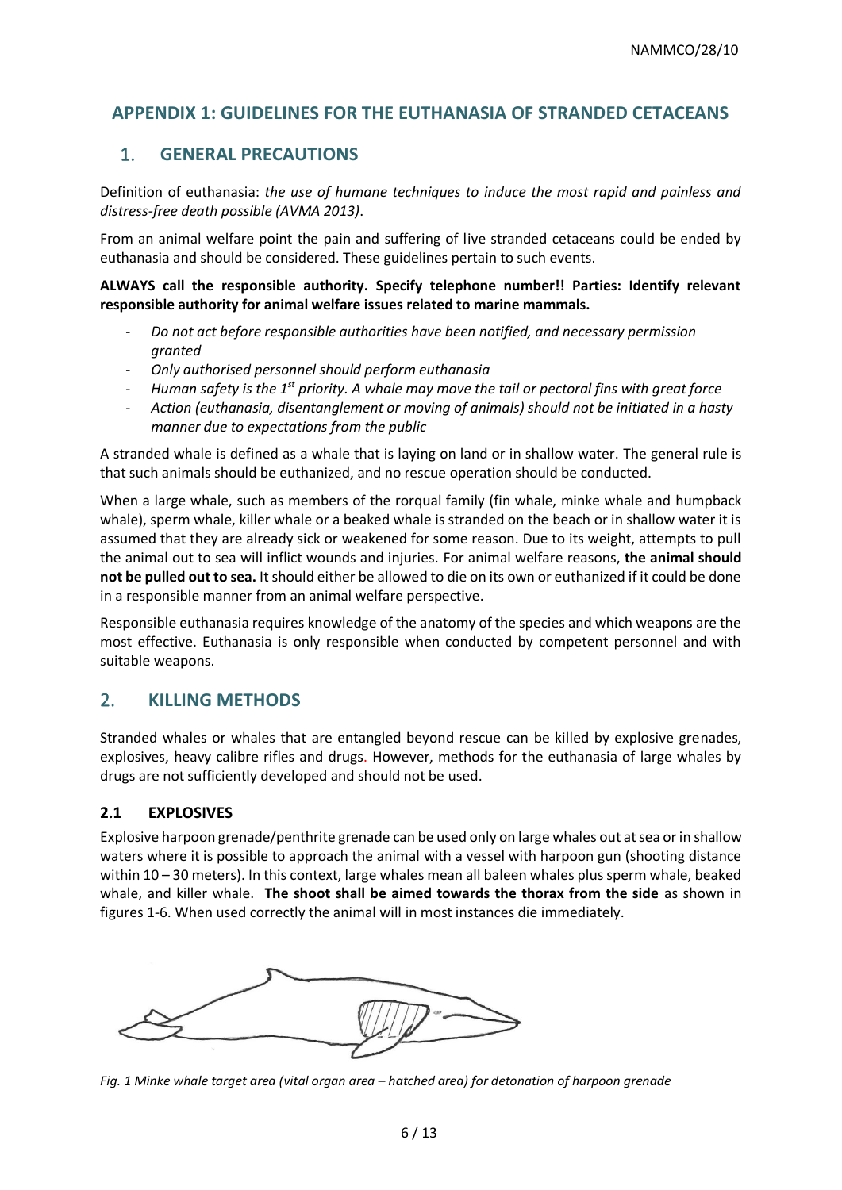## APPENDIX 1: GUIDELINES FOR THE EUTHANASIA OF STRANDED CETACEANS

## 1. GENERAL PRECAUTIONS

Definition of euthanasia: *the use of humane techniques to induce the most rapid and painless and distress-free death possible (AVMA 2013)*.

From an animal welfare point the pain and suffering of live stranded cetaceans could be ended by euthanasia and should be considered. These guidelines pertain to such events.

**ALWAYS call the responsible authority. Specify telephone number!! Parties: Identify relevant responsible authority for animal welfare issues related to marine mammals.**

- *Do not act before responsible authorities have been notified, and necessary permission granted*
- *Only authorised personnel should perform euthanasia*
- *Human safety is the 1st priority. A whale may move the tail or pectoral fins with great force*
- *Action (euthanasia, disentanglement or moving of animals) should not be initiated in a hasty manner due to expectations from the public*

A stranded whale is defined as a whale that is laying on land or in shallow water. The general rule is that such animals should be euthanized, and no rescue operation should be conducted.

When a large whale, such as members of the rorqual family (fin whale, minke whale and humpback whale), sperm whale, killer whale or a beaked whale is stranded on the beach or in shallow water it is assumed that they are already sick or weakened for some reason. Due to its weight, attempts to pull the animal out to sea will inflict wounds and injuries. For animal welfare reasons, **the animal should not be pulled out to sea.** It should either be allowed to die on its own or euthanized if it could be done in a responsible manner from an animal welfare perspective.

Responsible euthanasia requires knowledge of the anatomy of the species and which weapons are the most effective. Euthanasia is only responsible when conducted by competent personnel and with suitable weapons.

## 2. KILLING METHODS

Stranded whales or whales that are entangled beyond rescue can be killed by explosive grenades, explosives, heavy calibre rifles and drugs. However, methods for the euthanasia of large whales by drugs are not sufficiently developed and should not be used.

### 2.1 EXPLOSIVES

Explosive harpoon grenade/penthrite grenade can be used only on large whales out at sea or in shallow waters where it is possible to approach the animal with a vessel with harpoon gun (shooting distance within 10 – 30 meters). In this context, large whales mean all baleen whales plus sperm whale, beaked whale, and killer whale. **The shoot shall be aimed towards the thorax from the side** as shown in figures 1-6. When used correctly the animal will in most instances die immediately.

*Fig. 1 Minke whale target area (vital organ area – hatched area) for detonation of harpoon grenade*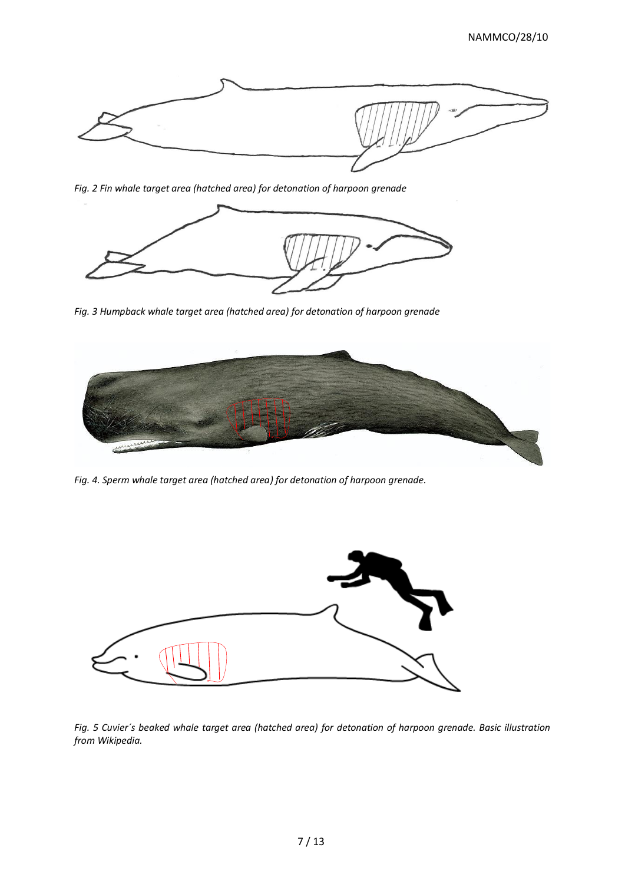*Fig. 2 Fin whale target area (hatched area) for detonation of harpoon grenade*

*Fig. 3 Humpback whale target area (hatched area) for detonation of harpoon grenade*

*Fig. 4. Sperm whale target area (hatched area) for detonation of harpoon grenade.*

*Fig. 5 Cuvier´s beaked whale target area (hatched area) for detonation of harpoon grenade. Basic illustration from Wikipedia.*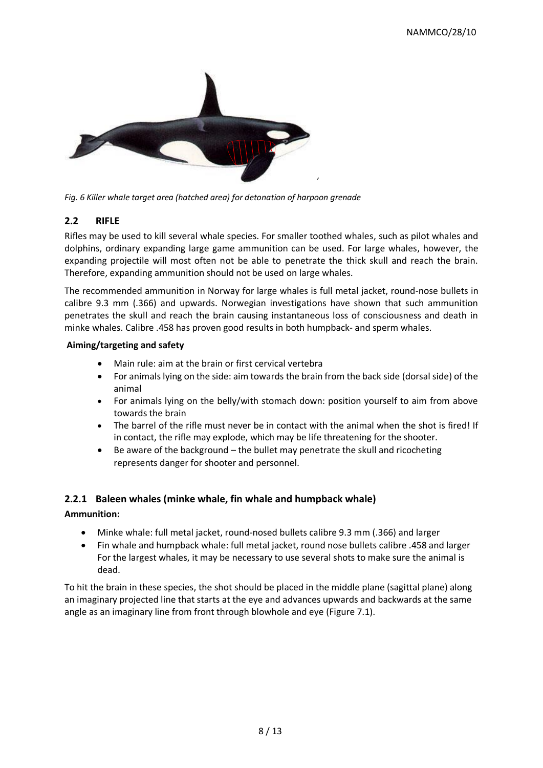*Fig. 6 Killer whale target area (hatched area) for detonation of harpoon grenade*

## 2.2 RIFLE

Rifles may be used to kill several whale species. For smaller toothed whales, such as pilot whales and dolphins, ordinary expanding large game ammunition can be used. For large whales, however, the expanding projectile will most often not be able to penetrate the thick skull and reach the brain. Therefore, expanding ammunition should not be used on large whales.

The recommended ammunition in Norway for large whales is full metal jacket, round-nose bullets in calibre 9.3 mm (.366) and upwards. Norwegian investigations have shown that such ammunition penetrates the skull and reach the brain causing instantaneous loss of consciousness and death in minke whales. Calibre .458 has proven good results in both humpback- and sperm whales.

**Aiming/targeting and safety**

- Main rule: aim at the brain or first cervical vertebra
- For animals lying on the side: aim towards the brain from the back side (dorsal side) of the animal
- For animals lying on the belly/with stomach down: position yourself to aim from above towards the brain
- The barrel of the rifle must never be in contact with the animal when the shot is fired! If in contact, the rifle may explode, which may be life threatening for the shooter.
- Be aware of the background – the bullet may penetrate the skull and ricocheting represents danger for shooter and personnel.

### 2.2.1 Baleen whales (minke whale, fin whale and humpback whale)

**Ammunition:**

- Minke whale: full metal jacket, round-nosed bullets calibre 9.3 mm (.366) and larger
- Fin whale and humpback whale: full metal jacket, round nose bullets calibre .458 and larger
  For the largest whales, it may be necessary to use several shots to make sure the animal is dead.

To hit the brain in these species, the shot should be placed in the middle plane (sagittal plane) along an imaginary projected line that starts at the eye and advances upwards and backwards at the same angle as an imaginary line from front through blowhole and eye (Figure 7.1).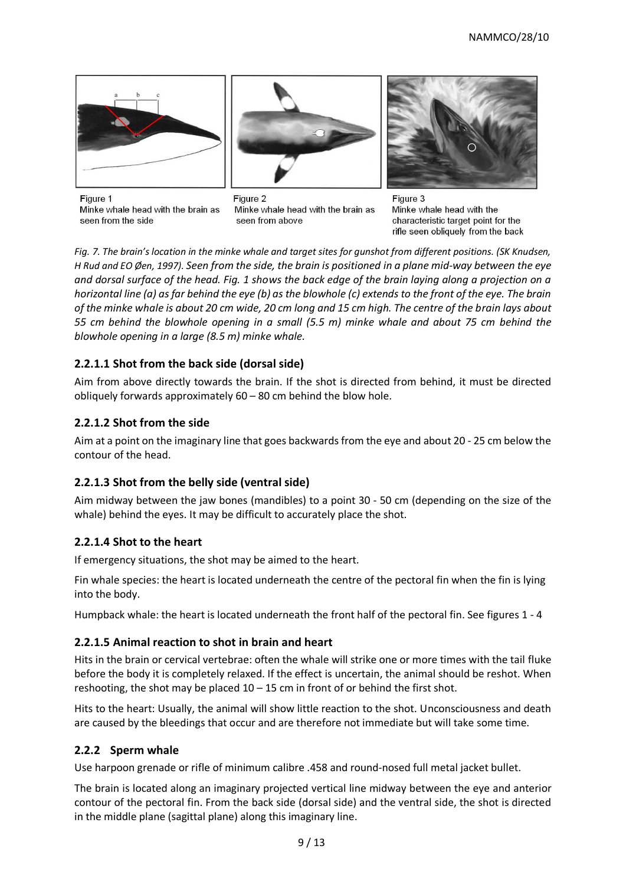Figure 1
Minke whale head with the brain as seen from the side

Figure 2
Minke whale head with the brain as seen from above

Figure 3
Minke whale head with the characteristic target point for the rifle seen obliquely from the back

*Fig. 7. The brain's location in the minke whale and target sites for gunshot from different positions. (SK Knudsen, H Rud and EO Øen, 1997). Seen from the side, the brain is positioned in a plane mid-way between the eye and dorsal surface of the head. Fig. 1 shows the back edge of the brain laying along a projection on a horizontal line (a) as far behind the eye (b) as the blowhole (c) extends to the front of the eye. The brain of the minke whale is about 20 cm wide, 20 cm long and 15 cm high. The centre of the brain lays about 55 cm behind the blowhole opening in a small (5.5 m) minke whale and about 75 cm behind the blowhole opening in a large (8.5 m) minke whale.*

#### 2.2.1.1 Shot from the back side (dorsal side)

Aim from above directly towards the brain. If the shot is directed from behind, it must be directed obliquely forwards approximately 60 – 80 cm behind the blow hole.

#### 2.2.1.2 Shot from the side

Aim at a point on the imaginary line that goes backwards from the eye and about 20 - 25 cm below the contour of the head.

#### 2.2.1.3 Shot from the belly side (ventral side)

Aim midway between the jaw bones (mandibles) to a point 30 - 50 cm (depending on the size of the whale) behind the eyes. It may be difficult to accurately place the shot.

#### 2.2.1.4 Shot to the heart

If emergency situations, the shot may be aimed to the heart.

Fin whale species: the heart is located underneath the centre of the pectoral fin when the fin is lying into the body.

Humpback whale: the heart is located underneath the front half of the pectoral fin. See figures 1 - 4

#### 2.2.1.5 Animal reaction to shot in brain and heart

Hits in the brain or cervical vertebrae: often the whale will strike one or more times with the tail fluke before the body it is completely relaxed. If the effect is uncertain, the animal should be reshot. When reshooting, the shot may be placed 10 – 15 cm in front of or behind the first shot.

Hits to the heart: Usually, the animal will show little reaction to the shot. Unconsciousness and death are caused by the bleedings that occur and are therefore not immediate but will take some time.

### 2.2.2 Sperm whale

Use harpoon grenade or rifle of minimum calibre .458 and round-nosed full metal jacket bullet.

The brain is located along an imaginary projected vertical line midway between the eye and anterior contour of the pectoral fin. From the back side (dorsal side) and the ventral side, the shot is directed in the middle plane (sagittal plane) along this imaginary line.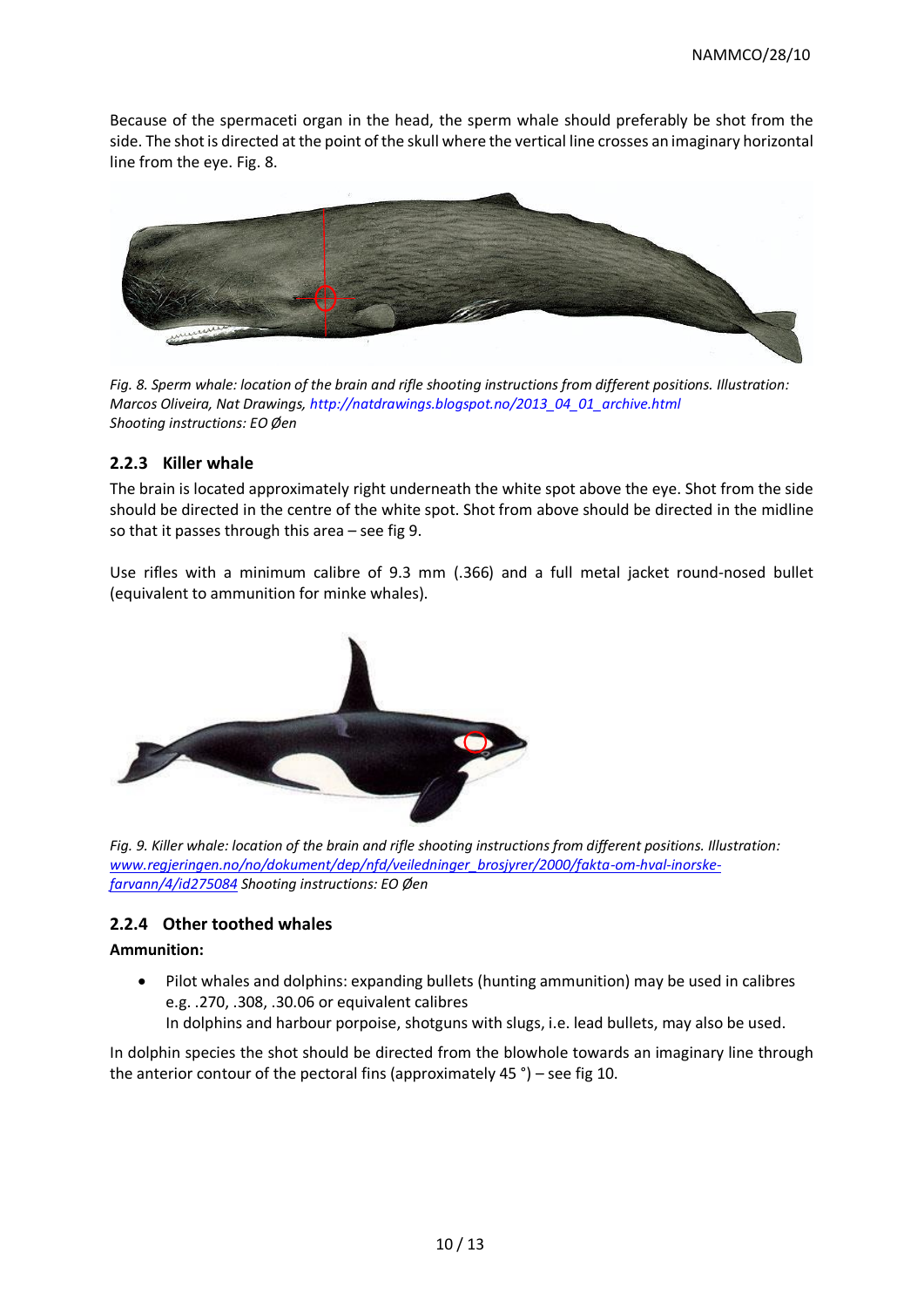Because of the spermaceti organ in the head, the sperm whale should preferably be shot from the side. The shot is directed at the point of the skull where the vertical line crosses an imaginary horizontal line from the eye. Fig. 8.

*Fig. 8. Sperm whale: location of the brain and rifle shooting instructions from different positions. Illustration: Marcos Oliveira, Nat Drawings, http://natdrawings.blogspot.no/2013_04_01_archive.html Shooting instructions: EO Øen*

### 2.2.3 Killer whale

The brain is located approximately right underneath the white spot above the eye. Shot from the side should be directed in the centre of the white spot. Shot from above should be directed in the midline so that it passes through this area – see fig 9.

Use rifles with a minimum calibre of 9.3 mm (.366) and a full metal jacket round-nosed bullet (equivalent to ammunition for minke whales).

*Fig. 9. Killer whale: location of the brain and rifle shooting instructions from different positions. Illustration: www.regjeringen.no/no/dokument/dep/nfd/veiledninger_brosjyrer/2000/fakta-om-hval-inorske-farvann/4/id275084 Shooting instructions: EO Øen*

### 2.2.4 Other toothed whales

**Ammunition:**

- Pilot whales and dolphins: expanding bullets (hunting ammunition) may be used in calibres e.g. .270, .308, .30.06 or equivalent calibres
  In dolphins and harbour porpoise, shotguns with slugs, i.e. lead bullets, may also be used.

In dolphin species the shot should be directed from the blowhole towards an imaginary line through the anterior contour of the pectoral fins (approximately 45 °) – see fig 10.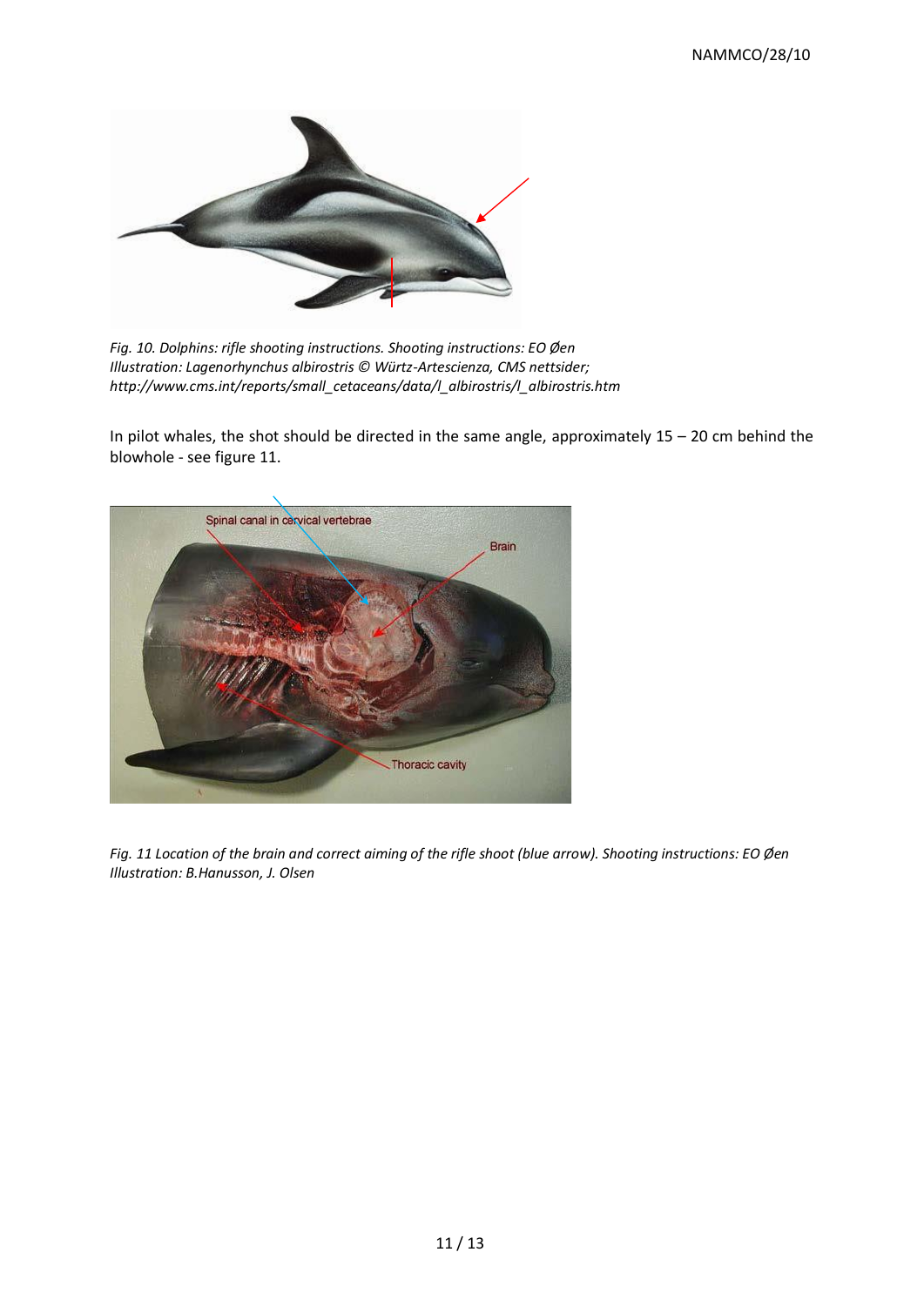*Fig. 10. Dolphins: rifle shooting instructions. Shooting instructions: EO Øen Illustration: Lagenorhynchus albirostris © Würtz-Artescienza, CMS nettsider; http://www.cms.int/reports/small_cetaceans/data/l_albirostris/l_albirostris.htm*

In pilot whales, the shot should be directed in the same angle, approximately 15 – 20 cm behind the blowhole - see figure 11.

*Fig. 11 Location of the brain and correct aiming of the rifle shoot (blue arrow). Shooting instructions: EO Øen Illustration: B.Hanusson, J. Olsen*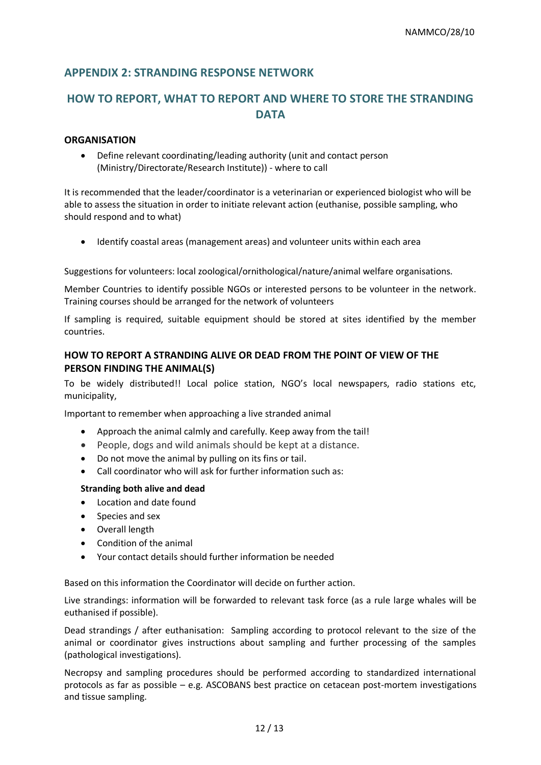## APPENDIX 2: STRANDING RESPONSE NETWORK

## HOW TO REPORT, WHAT TO REPORT AND WHERE TO STORE THE STRANDING DATA

### ORGANISATION

- Define relevant coordinating/leading authority (unit and contact person (Ministry/Directorate/Research Institute)) - where to call

It is recommended that the leader/coordinator is a veterinarian or experienced biologist who will be able to assess the situation in order to initiate relevant action (euthanise, possible sampling, who should respond and to what)

- Identify coastal areas (management areas) and volunteer units within each area

Suggestions for volunteers: local zoological/ornithological/nature/animal welfare organisations.

Member Countries to identify possible NGOs or interested persons to be volunteer in the network. Training courses should be arranged for the network of volunteers

If sampling is required, suitable equipment should be stored at sites identified by the member countries.

### HOW TO REPORT A STRANDING ALIVE OR DEAD FROM THE POINT OF VIEW OF THE PERSON FINDING THE ANIMAL(S)

To be widely distributed!! Local police station, NGO's local newspapers, radio stations etc, municipality,

Important to remember when approaching a live stranded animal

- Approach the animal calmly and carefully. Keep away from the tail!
- People, dogs and wild animals should be kept at a distance.
- Do not move the animal by pulling on its fins or tail.
- Call coordinator who will ask for further information such as:

**Stranding both alive and dead**

- Location and date found
- Species and sex
- Overall length
- Condition of the animal
- Your contact details should further information be needed

Based on this information the Coordinator will decide on further action.

Live strandings: information will be forwarded to relevant task force (as a rule large whales will be euthanised if possible).

Dead strandings / after euthanisation: Sampling according to protocol relevant to the size of the animal or coordinator gives instructions about sampling and further processing of the samples (pathological investigations).

Necropsy and sampling procedures should be performed according to standardized international protocols as far as possible – e.g. ASCOBANS best practice on cetacean post-mortem investigations and tissue sampling.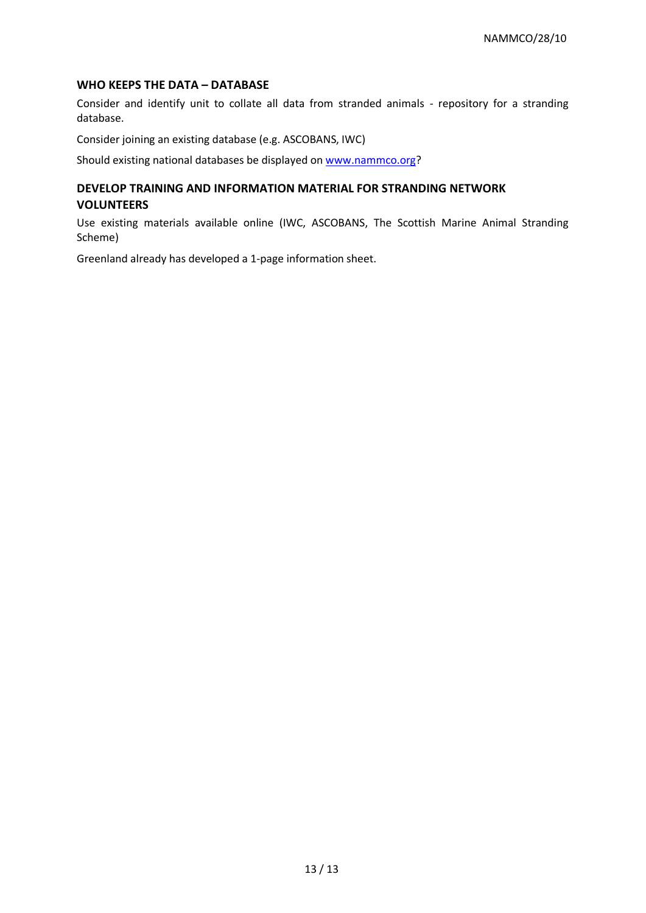## WHO KEEPS THE DATA – DATABASE

Consider and identify unit to collate all data from stranded animals - repository for a stranding database.

Consider joining an existing database (e.g. ASCOBANS, IWC)

Should existing national databases be displayed on www.nammco.org?

## DEVELOP TRAINING AND INFORMATION MATERIAL FOR STRANDING NETWORK VOLUNTEERS

Use existing materials available online (IWC, ASCOBANS, The Scottish Marine Animal Stranding Scheme)

Greenland already has developed a 1-page information sheet.